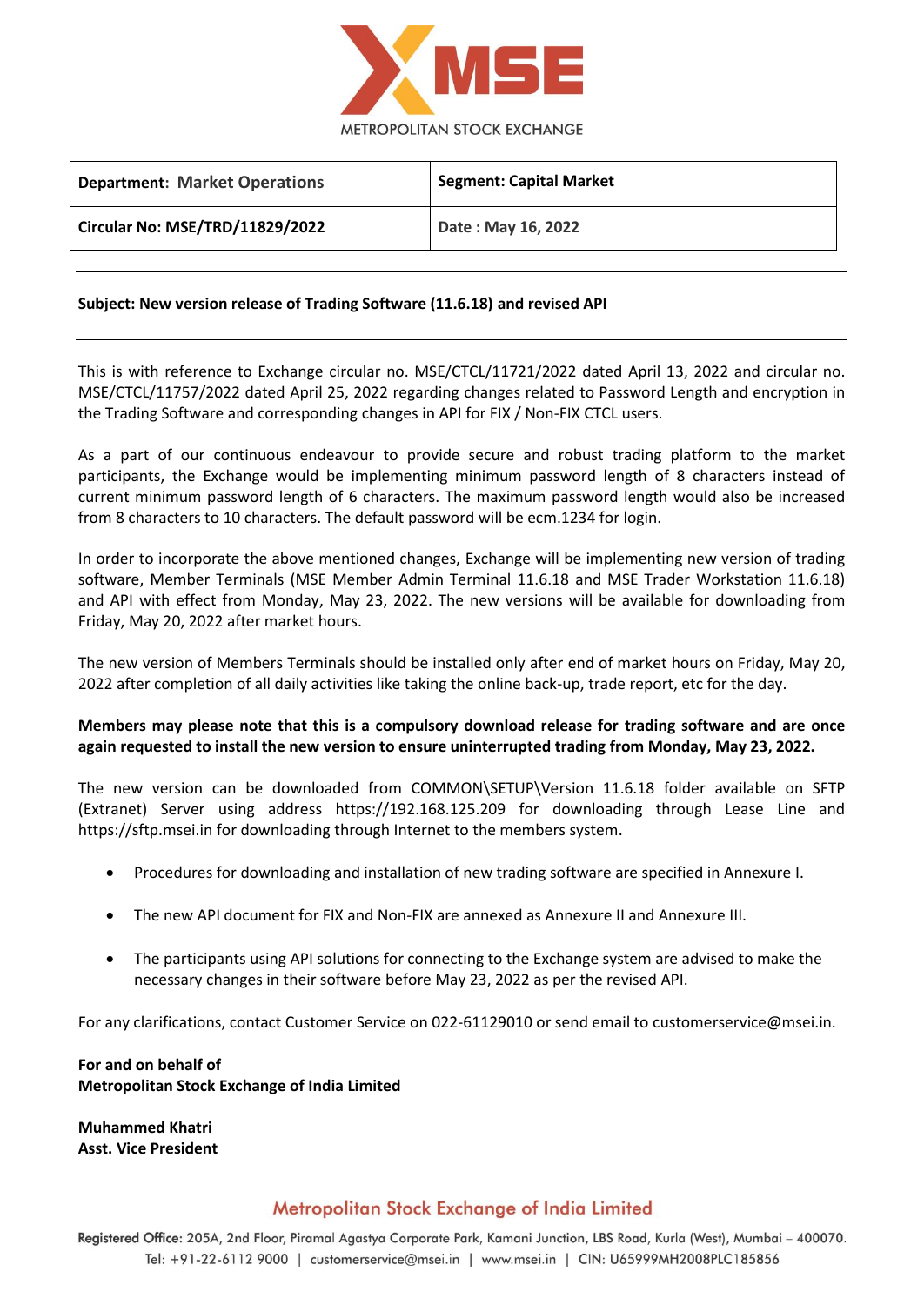METROPOLITAN STOCK EXCHANGE

| **Department: Market Operations** | **Segment: Capital Market** |
| --- | --- |
| **Circular No: MSE/TRD/11829/2022** | **Date : May 16, 2022** |

**Subject: New version release of Trading Software (11.6.18) and revised API**

This is with reference to Exchange circular no. MSE/CTCL/11721/2022 dated April 13, 2022 and circular no. MSE/CTCL/11757/2022 dated April 25, 2022 regarding changes related to Password Length and encryption in the Trading Software and corresponding changes in API for FIX / Non-FIX CTCL users.

As a part of our continuous endeavour to provide secure and robust trading platform to the market participants, the Exchange would be implementing minimum password length of 8 characters instead of current minimum password length of 6 characters. The maximum password length would also be increased from 8 characters to 10 characters. The default password will be ecm.1234 for login.

In order to incorporate the above mentioned changes, Exchange will be implementing new version of trading software, Member Terminals (MSE Member Admin Terminal 11.6.18 and MSE Trader Workstation 11.6.18) and API with effect from Monday, May 23, 2022. The new versions will be available for downloading from Friday, May 20, 2022 after market hours.

The new version of Members Terminals should be installed only after end of market hours on Friday, May 20, 2022 after completion of all daily activities like taking the online back-up, trade report, etc for the day.

**Members may please note that this is a compulsory download release for trading software and are once again requested to install the new version to ensure uninterrupted trading from Monday, May 23, 2022.**

The new version can be downloaded from COMMON\SETUP\Version 11.6.18 folder available on SFTP (Extranet) Server using address https://192.168.125.209 for downloading through Lease Line and https://sftp.msei.in for downloading through Internet to the members system.

- Procedures for downloading and installation of new trading software are specified in Annexure I.
- The new API document for FIX and Non-FIX are annexed as Annexure II and Annexure III.
- The participants using API solutions for connecting to the Exchange system are advised to make the necessary changes in their software before May 23, 2022 as per the revised API.

For any clarifications, contact Customer Service on 022-61129010 or send email to customerservice@msei.in.

**For and on behalf of**
**Metropolitan Stock Exchange of India Limited**

**Muhammed Khatri**
**Asst. Vice President**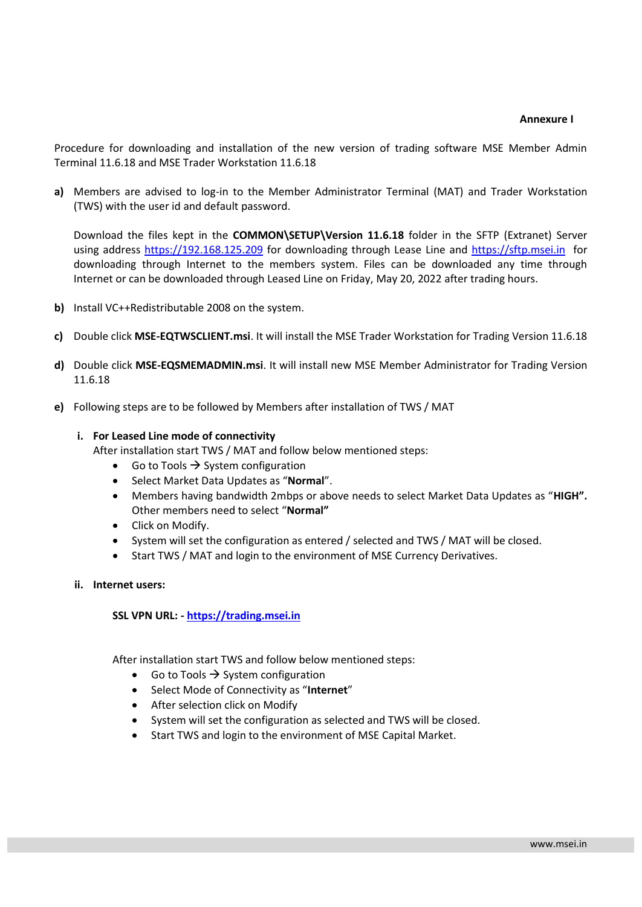**Annexure I**

Procedure for downloading and installation of the new version of trading software MSE Member Admin Terminal 11.6.18 and MSE Trader Workstation 11.6.18

**a)** Members are advised to log-in to the Member Administrator Terminal (MAT) and Trader Workstation (TWS) with the user id and default password.

Download the files kept in the **COMMON\SETUP\Version 11.6.18** folder in the SFTP (Extranet) Server using address https://192.168.125.209 for downloading through Lease Line and https://sftp.msei.in for downloading through Internet to the members system. Files can be downloaded any time through Internet or can be downloaded through Leased Line on Friday, May 20, 2022 after trading hours.

**b)** Install VC++Redistributable 2008 on the system.

**c)** Double click **MSE-EQTWSCLIENT.msi**. It will install the MSE Trader Workstation for Trading Version 11.6.18

**d)** Double click **MSE-EQSMEMADMIN.msi**. It will install new MSE Member Administrator for Trading Version 11.6.18

**e)** Following steps are to be followed by Members after installation of TWS / MAT

**i. For Leased Line mode of connectivity**

After installation start TWS / MAT and follow below mentioned steps:

- Go to Tools → System configuration
- Select Market Data Updates as "**Normal**".
- Members having bandwidth 2mbps or above needs to select Market Data Updates as "**HIGH".** Other members need to select "**Normal"**
- Click on Modify.
- System will set the configuration as entered / selected and TWS / MAT will be closed.
- Start TWS / MAT and login to the environment of MSE Currency Derivatives.

**ii. Internet users:**

**SSL VPN URL: - https://trading.msei.in**

After installation start TWS and follow below mentioned steps:

- Go to Tools → System configuration
- Select Mode of Connectivity as "**Internet**"
- After selection click on Modify
- System will set the configuration as selected and TWS will be closed.
- Start TWS and login to the environment of MSE Capital Market.